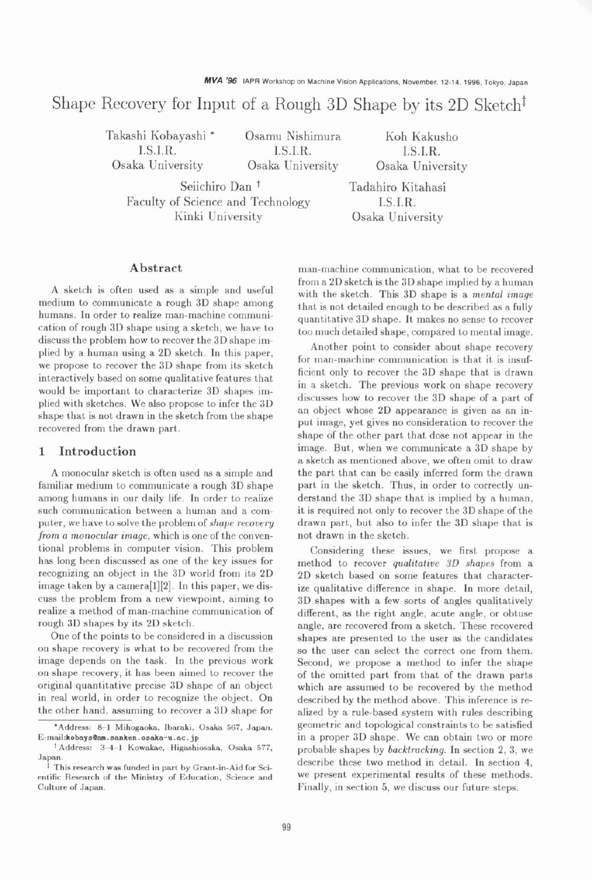# Shape Recovery for Input of a Rough 3D Shape by its 2D Sketch[‡]

Takashi Kobayashi [*]
I.S.I.R.
Osaka University

Osamu Nishimura
I.S.I.R.
Osaka University

Koh Kakusho
I.S.I.R.
Osaka University

Seiichiro Dan [†]
Faculty of Science and Technology
Kinki University

Tadahiro Kitahasi
I.S.I.R.
Osaka University

## Abstract

A sketch is often used as a simple and useful medium to communicate a rough 3D shape among humans. In order to realize man-machine communication of rough 3D shape using a sketch, we have to discuss the problem how to recover the 3D shape implied by a human using a 2D sketch. In this paper, we propose to recover the 3D shape from its sketch interactively based on some qualitative features that would be important to characterize 3D shapes implied with sketches. We also propose to infer the 3D shape that is not drawn in the sketch from the shape recovered from the drawn part.

## 1 Introduction

A monocular sketch is often used as a simple and familiar medium to communicate a rough 3D shape among humans in our daily life. In order to realize such communication between a human and a computer, we have to solve the problem of *shape recovery from a monocular image*, which is one of the conventional problems in computer vision. This problem has long been discussed as one of the key issues for recognizing an object in the 3D world from its 2D image taken by a camera[1][2]. In this paper, we discuss the problem from a new viewpoint, aiming to realize a method of man-machine communication of rough 3D shapes by its 2D sketch.

One of the points to be considered in a discussion on shape recovery is what to be recovered from the image depends on the task. In the previous work on shape recovery, it has been aimed to recover the original quantitative precise 3D shape of an object in real world, in order to recognize the object. On the other hand, assuming to recover a 3D shape for man-machine communication, what to be recovered from a 2D sketch is the 3D shape implied by a human with the sketch. This 3D shape is a *mental image* that is not detailed enough to be described as a fully quantitative 3D shape. It makes no sense to recover too much detailed shape, compared to mental image.

Another point to consider about shape recovery for man-machine communication is that it is insufficient only to recover the 3D shape that is drawn in a sketch. The previous work on shape recovery discusses how to recover the 3D shape of a part of an object whose 2D appearance is given as an input image, yet gives no consideration to recover the shape of the other part that dose not appear in the image. But, when we communicate a 3D shape by a sketch as mentioned above, we often omit to draw the part that can be easily inferred form the drawn part in the sketch. Thus, in order to correctly understand the 3D shape that is implied by a human, it is required not only to recover the 3D shape of the drawn part, but also to infer the 3D shape that is not drawn in the sketch.

Considering these issues, we first propose a method to recover *qualitative 3D shapes* from a 2D sketch based on some features that characterize qualitative difference in shape. In more detail, 3D shapes with a few sorts of angles qualitatively different, as the right angle, acute angle, or obtuse angle, are recovered from a sketch. These recovered shapes are presented to the user as the candidates so the user can select the correct one from them. Second, we propose a method to infer the shape of the omitted part from that of the drawn parts which are assumed to be recovered by the method described by the method above. This inference is realized by a rule-based system with rules describing geometric and topological constraints to be satisfied in a proper 3D shape. We can obtain two or more probable shapes by *backtracking*. In section 2, 3, we describe these two method in detail. In section 4, we present experimental results of these methods. Finally, in section 5, we discuss our future steps.

---

*Address: 8-1 Mihogaoka, Ibaraki, Osaka 567, Japan. E-mail:kobays@am.sanken.osaka-u.ac.jp

†Address: 3-4-1 Kowakae, Higashiosaka, Osaka 577, Japan.

‡ This research was funded in part by Grant-in-Aid for Scientific Research of the Ministry of Education, Science and Culture of Japan.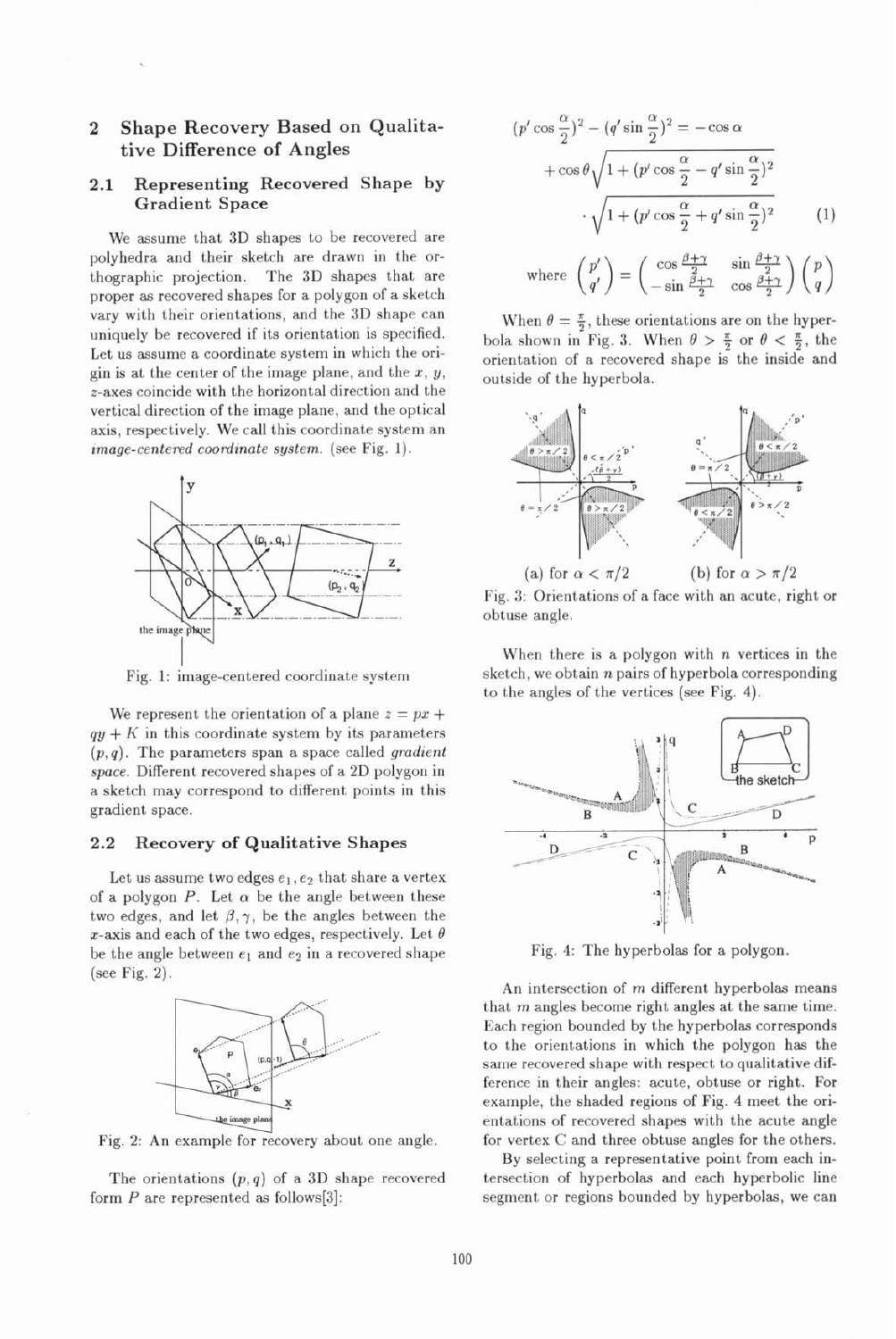## 2 Shape Recovery Based on Qualitative Difference of Angles

### 2.1 Representing Recovered Shape by Gradient Space

We assume that 3D shapes to be recovered are polyhedra and their sketch are drawn in the orthographic projection. The 3D shapes that are proper as recovered shapes for a polygon of a sketch vary with their orientations, and the 3D shape can uniquely be recovered if its orientation is specified. Let us assume a coordinate system in which the origin is at the center of the image plane, and the $x$, $y$, $z$-axes coincide with the horizontal direction and the vertical direction of the image plane, and the optical axis, respectively. We call this coordinate system an *image-centered coordinate system.* (see Fig. 1).

Fig. 1: image-centered coordinate system

We represent the orientation of a plane $z = px + qy + K$ in this coordinate system by its parameters $(p, q)$. The parameters span a space called *gradient space*. Different recovered shapes of a 2D polygon in a sketch may correspond to different points in this gradient space.

### 2.2 Recovery of Qualitative Shapes

Let us assume two edges $e_1, e_2$ that share a vertex of a polygon $P$. Let $\alpha$ be the angle between these two edges, and let $\beta, \gamma$, be the angles between the $x$-axis and each of the two edges, respectively. Let $\theta$ be the angle between $e_1$ and $e_2$ in a recovered shape (see Fig. 2).

Fig. 2: An example for recovery about one angle.

The orientations $(p, q)$ of a 3D shape recovered form $P$ are represented as follows[3]:

$$(p' \cos\frac{\alpha}{2})^2 - (q' \sin\frac{\alpha}{2})^2 = -\cos\alpha + \cos\theta\sqrt{1 + (p'\cos\frac{\alpha}{2} - q'\sin\frac{\alpha}{2})^2} \cdot \sqrt{1 + (p'\cos\frac{\alpha}{2} + q'\sin\frac{\alpha}{2})^2} \quad (1)$$

$$\text{where } \begin{pmatrix} p' \\ q' \end{pmatrix} = \begin{pmatrix} \cos\frac{\beta+\gamma}{2} & \sin\frac{\beta+\gamma}{2} \\ -\sin\frac{\beta+\gamma}{2} & \cos\frac{\beta+\gamma}{2} \end{pmatrix} \begin{pmatrix} p \\ q \end{pmatrix}$$

When $\theta = \frac{\pi}{2}$, these orientations are on the hyperbola shown in Fig. 3. When $\theta > \frac{\pi}{2}$ or $\theta < \frac{\pi}{2}$, the orientation of a recovered shape is the inside and outside of the hyperbola.

(a) for $\alpha < \pi/2$ (b) for $\alpha > \pi/2$

Fig. 3: Orientations of a face with an acute, right or obtuse angle.

When there is a polygon with $n$ vertices in the sketch, we obtain $n$ pairs of hyperbola corresponding to the angles of the vertices (see Fig. 4).

Fig. 4: The hyperbolas for a polygon.

An intersection of $m$ different hyperbolas means that $m$ angles become right angles at the same time. Each region bounded by the hyperbolas corresponds to the orientations in which the polygon has the same recovered shape with respect to qualitative difference in their angles: acute, obtuse or right. For example, the shaded regions of Fig. 4 meet the orientations of recovered shapes with the acute angle for vertex C and three obtuse angles for the others.

By selecting a representative point from each intersection of hyperbolas and each hyperbolic line segment or regions bounded by hyperbolas, we can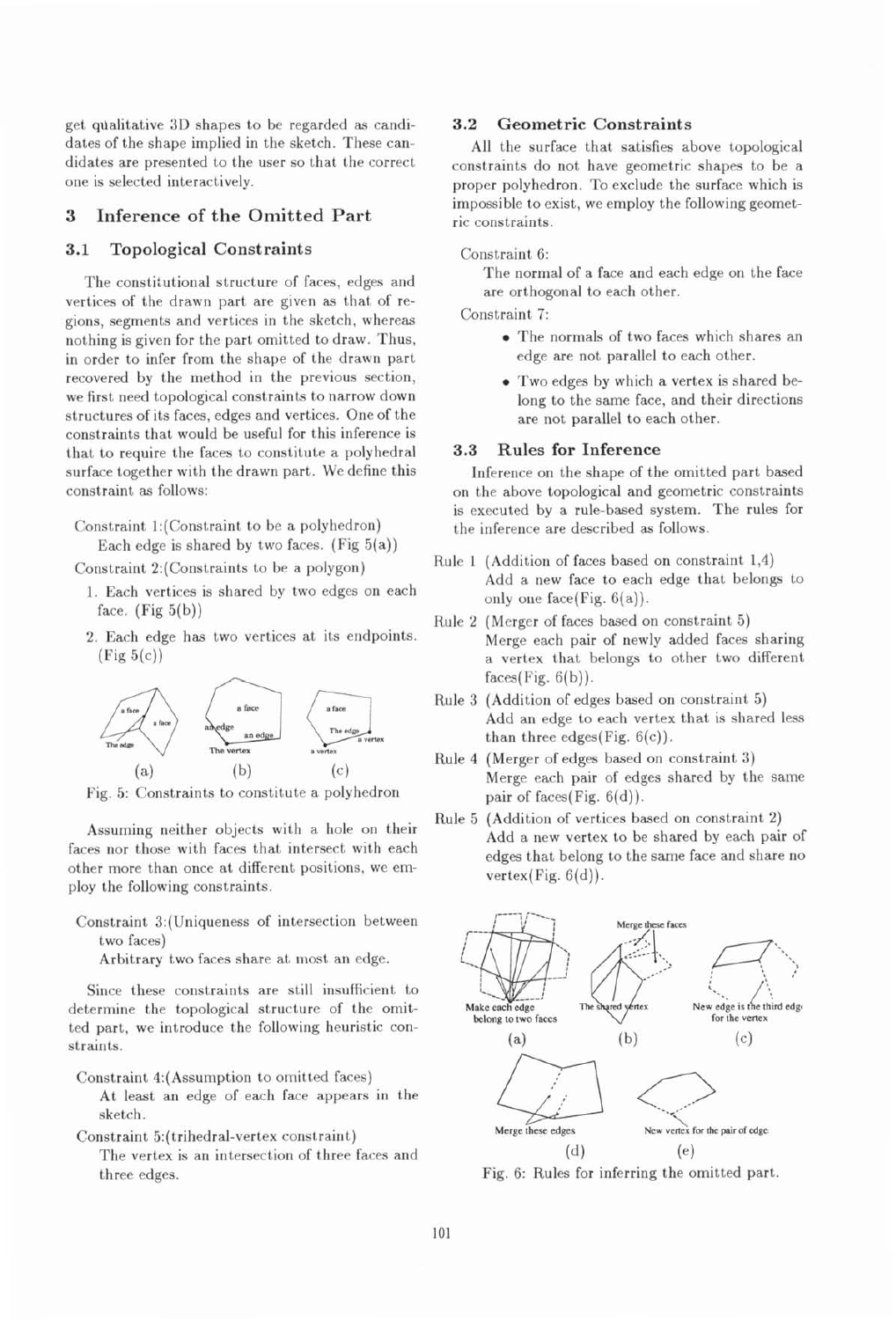get qualitative 3D shapes to be regarded as candidates of the shape implied in the sketch. These candidates are presented to the user so that the correct one is selected interactively.

## 3 Inference of the Omitted Part

### 3.1 Topological Constraints

The constitutional structure of faces, edges and vertices of the drawn part are given as that of regions, segments and vertices in the sketch, whereas nothing is given for the part omitted to draw. Thus, in order to infer from the shape of the drawn part recovered by the method in the previous section, we first need topological constraints to narrow down structures of its faces, edges and vertices. One of the constraints that would be useful for this inference is that to require the faces to constitute a polyhedral surface together with the drawn part. We define this constraint as follows:

Constraint 1:(Constraint to be a polyhedron)
Each edge is shared by two faces. (Fig 5(a))

Constraint 2:(Constraints to be a polygon)

1. Each vertices is shared by two edges on each face. (Fig 5(b))
2. Each edge has two vertices at its endpoints. (Fig 5(c))

Fig. 5: Constraints to constitute a polyhedron

Assuming neither objects with a hole on their faces nor those with faces that intersect with each other more than once at different positions, we employ the following constraints.

Constraint 3:(Uniqueness of intersection between two faces)
Arbitrary two faces share at most an edge.

Since these constraints are still insufficient to determine the topological structure of the omitted part, we introduce the following heuristic constraints.

Constraint 4:(Assumption to omitted faces)
At least an edge of each face appears in the sketch.

Constraint 5:(trihedral-vertex constraint)
The vertex is an intersection of three faces and three edges.

### 3.2 Geometric Constraints

All the surface that satisfies above topological constraints do not have geometric shapes to be a proper polyhedron. To exclude the surface which is impossible to exist, we employ the following geometric constraints.

Constraint 6:
The normal of a face and each edge on the face are orthogonal to each other.

Constraint 7:

- The normals of two faces which shares an edge are not parallel to each other.
- Two edges by which a vertex is shared belong to the same face, and their directions are not parallel to each other.

### 3.3 Rules for Inference

Inference on the shape of the omitted part based on the above topological and geometric constraints is executed by a rule-based system. The rules for the inference are described as follows.

Rule 1 (Addition of faces based on constraint 1,4)
Add a new face to each edge that belongs to only one face(Fig. 6(a)).

Rule 2 (Merger of faces based on constraint 5)
Merge each pair of newly added faces sharing a vertex that belongs to other two different faces(Fig. 6(b)).

Rule 3 (Addition of edges based on constraint 5)
Add an edge to each vertex that is shared less than three edges(Fig. 6(c)).

Rule 4 (Merger of edges based on constraint 3)
Merge each pair of edges shared by the same pair of faces(Fig. 6(d)).

Rule 5 (Addition of vertices based on constraint 2)
Add a new vertex to be shared by each pair of edges that belong to the same face and share no vertex(Fig. 6(d)).

Fig. 6: Rules for inferring the omitted part.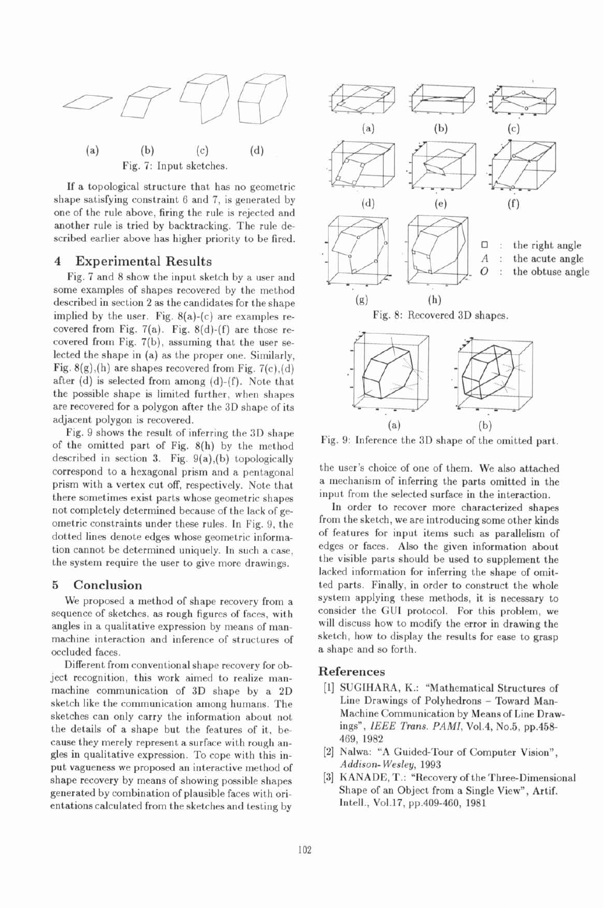(a) (b) (c) (d)

Fig. 7: Input sketches.

If a topological structure that has no geometric shape satisfying constraint 6 and 7, is generated by one of the rule above, firing the rule is rejected and another rule is tried by backtracking. The rule described earlier above has higher priority to be fired.

## 4 Experimental Results

Fig. 7 and 8 show the input sketch by a user and some examples of shapes recovered by the method described in section 2 as the candidates for the shape implied by the user. Fig. 8(a)-(c) are examples recovered from Fig. 7(a). Fig. 8(d)-(f) are those recovered from Fig. 7(b), assuming that the user selected the shape in (a) as the proper one. Similarly, Fig. 8(g),(h) are shapes recovered from Fig. 7(c),(d) after (d) is selected from among (d)-(f). Note that the possible shape is limited further, when shapes are recovered for a polygon after the 3D shape of its adjacent polygon is recovered.

Fig. 9 shows the result of inferring the 3D shape of the omitted part of Fig. 8(h) by the method described in section 3. Fig. 9(a),(b) topologically correspond to a hexagonal prism and a pentagonal prism with a vertex cut off, respectively. Note that there sometimes exist parts whose geometric shapes not completely determined because of the lack of geometric constraints under these rules. In Fig. 9, the dotted lines denote edges whose geometric information cannot be determined uniquely. In such a case, the system require the user to give more drawings.

## 5 Conclusion

We proposed a method of shape recovery from a sequence of sketches, as rough figures of faces, with angles in a qualitative expression by means of man-machine interaction and inference of structures of occluded faces.

Different from conventional shape recovery for object recognition, this work aimed to realize man-machine communication of 3D shape by a 2D sketch like the communication among humans. The sketches can only carry the information about not the details of a shape but the features of it, because they merely represent a surface with rough angles in qualitative expression. To cope with this input vagueness we proposed an interactive method of shape recovery by means of showing possible shapes generated by combination of plausible faces with orientations calculated from the sketches and testing by

(a) (b) (c)

(d) (e) (f)

(g) (h)

□ : the right angle
A : the acute angle
O : the obtuse angle

Fig. 8: Recovered 3D shapes.

(a) (b)

Fig. 9: Inference the 3D shape of the omitted part.

the user's choice of one of them. We also attached a mechanism of inferring the parts omitted in the input from the selected surface in the interaction.

In order to recover more characterized shapes from the sketch, we are introducing some other kinds of features for input items such as parallelism of edges or faces. Also the given information about the visible parts should be used to supplement the lacked information for inferring the shape of omitted parts. Finally, in order to construct the whole system applying these methods, it is necessary to consider the GUI protocol. For this problem, we will discuss how to modify the error in drawing the sketch, how to display the results for ease to grasp a shape and so forth.

## References

[1] SUGIHARA, K.: "Mathematical Structures of Line Drawings of Polyhedrons – Toward Man-Machine Communication by Means of Line Drawings", *IEEE Trans. PAMI*, Vol.4, No.5, pp.458-469, 1982

[2] Nalwa: "A Guided-Tour of Computer Vision", *Addison-Wesley*, 1993

[3] KANADE, T.: "Recovery of the Three-Dimensional Shape of an Object from a Single View", Artif. Intell., Vol.17, pp.409-460, 1981